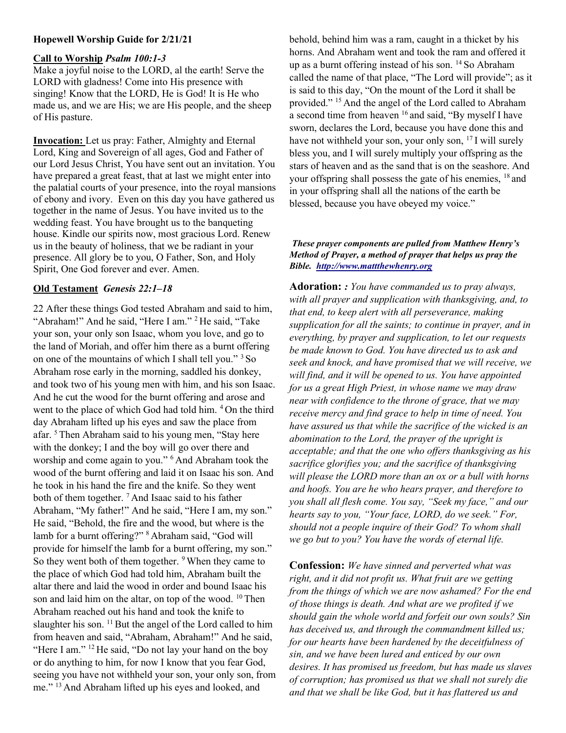**Hopewell Worship Guide for 2/21/21**

**Call to Worship** ***Psalm 100:1-3***

Make a joyful noise to the LORD, al the earth! Serve the LORD with gladness! Come into His presence with singing! Know that the LORD, He is God! It is He who made us, and we are His; we are His people, and the sheep of His pasture.

**Invocation:** Let us pray: Father, Almighty and Eternal Lord, King and Sovereign of all ages, God and Father of our Lord Jesus Christ, You have sent out an invitation. You have prepared a great feast, that at last we might enter into the palatial courts of your presence, into the royal mansions of ebony and ivory. Even on this day you have gathered us together in the name of Jesus. You have invited us to the wedding feast. You have brought us to the banqueting house. Kindle our spirits now, most gracious Lord. Renew us in the beauty of holiness, that we be radiant in your presence. All glory be to you, O Father, Son, and Holy Spirit, One God forever and ever. Amen.

**Old Testament** *Genesis 22:1–18*

22 After these things God tested Abraham and said to him, "Abraham!" And he said, "Here I am." [2] He said, "Take your son, your only son Isaac, whom you love, and go to the land of Moriah, and offer him there as a burnt offering on one of the mountains of which I shall tell you." [3] So Abraham rose early in the morning, saddled his donkey, and took two of his young men with him, and his son Isaac. And he cut the wood for the burnt offering and arose and went to the place of which God had told him. [4] On the third day Abraham lifted up his eyes and saw the place from afar. [5] Then Abraham said to his young men, "Stay here with the donkey; I and the boy will go over there and worship and come again to you." [6] And Abraham took the wood of the burnt offering and laid it on Isaac his son. And he took in his hand the fire and the knife. So they went both of them together. [7] And Isaac said to his father Abraham, "My father!" And he said, "Here I am, my son." He said, "Behold, the fire and the wood, but where is the lamb for a burnt offering?" [8] Abraham said, "God will provide for himself the lamb for a burnt offering, my son." So they went both of them together. [9] When they came to the place of which God had told him, Abraham built the altar there and laid the wood in order and bound Isaac his son and laid him on the altar, on top of the wood. [10] Then Abraham reached out his hand and took the knife to slaughter his son. [11] But the angel of the Lord called to him from heaven and said, "Abraham, Abraham!" And he said, "Here I am." [12] He said, "Do not lay your hand on the boy or do anything to him, for now I know that you fear God, seeing you have not withheld your son, your only son, from me." [13] And Abraham lifted up his eyes and looked, and behold, behind him was a ram, caught in a thicket by his horns. And Abraham went and took the ram and offered it up as a burnt offering instead of his son. [14] So Abraham called the name of that place, "The Lord will provide"; as it is said to this day, "On the mount of the Lord it shall be provided." [15] And the angel of the Lord called to Abraham a second time from heaven [16] and said, "By myself I have sworn, declares the Lord, because you have done this and have not withheld your son, your only son, [17] I will surely bless you, and I will surely multiply your offspring as the stars of heaven and as the sand that is on the seashore. And your offspring shall possess the gate of his enemies, [18] and in your offspring shall all the nations of the earth be blessed, because you have obeyed my voice."

***These prayer components are pulled from Matthew Henry's Method of Prayer, a method of prayer that helps us pray the Bible. http://www.mattthewhenry.org***

**Adoration:** *: You have commanded us to pray always, with all prayer and supplication with thanksgiving, and, to that end, to keep alert with all perseverance, making supplication for all the saints; to continue in prayer, and in everything, by prayer and supplication, to let our requests be made known to God. You have directed us to ask and seek and knock, and have promised that we will receive, we will find, and it will be opened to us. You have appointed for us a great High Priest, in whose name we may draw near with confidence to the throne of grace, that we may receive mercy and find grace to help in time of need. You have assured us that while the sacrifice of the wicked is an abomination to the Lord, the prayer of the upright is acceptable; and that the one who offers thanksgiving as his sacrifice glorifies you; and the sacrifice of thanksgiving will please the LORD more than an ox or a bull with horns and hoofs. You are he who hears prayer, and therefore to you shall all flesh come. You say, "Seek my face," and our hearts say to you, "Your face, LORD, do we seek." For, should not a people inquire of their God? To whom shall we go but to you? You have the words of eternal life.*

**Confession:** *We have sinned and perverted what was right, and it did not profit us. What fruit are we getting from the things of which we are now ashamed? For the end of those things is death. And what are we profited if we should gain the whole world and forfeit our own souls? Sin has deceived us, and through the commandment killed us; for our hearts have been hardened by the deceitfulness of sin, and we have been lured and enticed by our own desires. It has promised us freedom, but has made us slaves of corruption; has promised us that we shall not surely die and that we shall be like God, but it has flattered us and*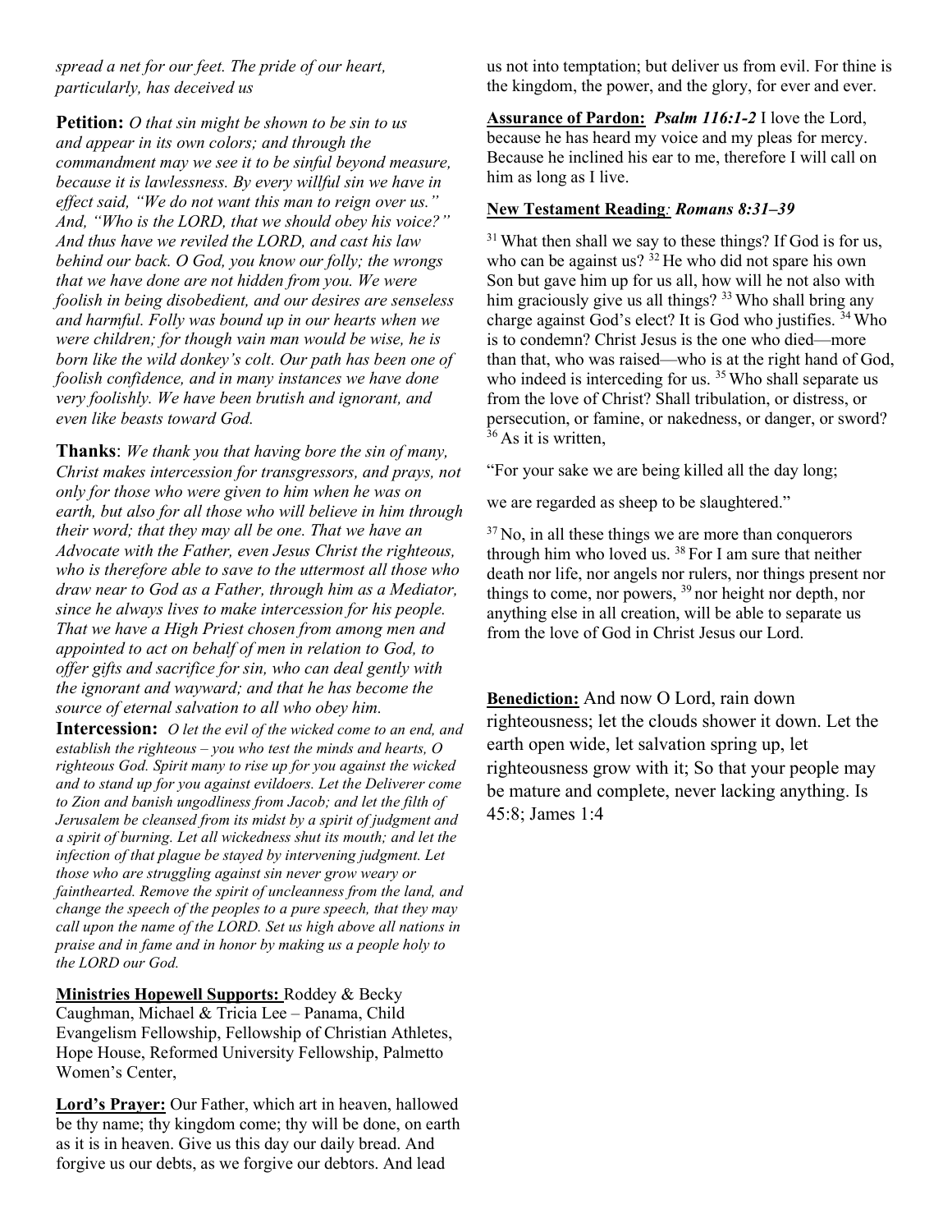*spread a net for our feet. The pride of our heart, particularly, has deceived us*

**Petition:** *O that sin might be shown to be sin to us and appear in its own colors; and through the commandment may we see it to be sinful beyond measure, because it is lawlessness. By every willful sin we have in effect said, "We do not want this man to reign over us." And, "Who is the LORD, that we should obey his voice?" And thus have we reviled the LORD, and cast his law behind our back. O God, you know our folly; the wrongs that we have done are not hidden from you. We were foolish in being disobedient, and our desires are senseless and harmful. Folly was bound up in our hearts when we were children; for though vain man would be wise, he is born like the wild donkey's colt. Our path has been one of foolish confidence, and in many instances we have done very foolishly. We have been brutish and ignorant, and even like beasts toward God.*

**Thanks**: *We thank you that having bore the sin of many, Christ makes intercession for transgressors, and prays, not only for those who were given to him when he was on earth, but also for all those who will believe in him through their word; that they may all be one. That we have an Advocate with the Father, even Jesus Christ the righteous, who is therefore able to save to the uttermost all those who draw near to God as a Father, through him as a Mediator, since he always lives to make intercession for his people. That we have a High Priest chosen from among men and appointed to act on behalf of men in relation to God, to offer gifts and sacrifice for sin, who can deal gently with the ignorant and wayward; and that he has become the source of eternal salvation to all who obey him.*

**Intercession:** *O let the evil of the wicked come to an end, and establish the righteous – you who test the minds and hearts, O righteous God. Spirit many to rise up for you against the wicked and to stand up for you against evildoers. Let the Deliverer come to Zion and banish ungodliness from Jacob; and let the filth of Jerusalem be cleansed from its midst by a spirit of judgment and a spirit of burning. Let all wickedness shut its mouth; and let the infection of that plague be stayed by intervening judgment. Let those who are struggling against sin never grow weary or fainthearted. Remove the spirit of uncleanness from the land, and change the speech of the peoples to a pure speech, that they may call upon the name of the LORD. Set us high above all nations in praise and in fame and in honor by making us a people holy to the LORD our God.*

**Ministries Hopewell Supports:** Roddey & Becky Caughman, Michael & Tricia Lee – Panama, Child Evangelism Fellowship, Fellowship of Christian Athletes, Hope House, Reformed University Fellowship, Palmetto Women's Center,

**Lord's Prayer:** Our Father, which art in heaven, hallowed be thy name; thy kingdom come; thy will be done, on earth as it is in heaven. Give us this day our daily bread. And forgive us our debts, as we forgive our debtors. And lead us not into temptation; but deliver us from evil. For thine is the kingdom, the power, and the glory, for ever and ever.

**Assurance of Pardon:** ***Psalm 116:1-2*** I love the Lord, because he has heard my voice and my pleas for mercy. Because he inclined his ear to me, therefore I will call on him as long as I live.

**New Testament Reading*:* *Romans 8:31–39***

[31] What then shall we say to these things? If God is for us, who can be against us? [32] He who did not spare his own Son but gave him up for us all, how will he not also with him graciously give us all things? [33] Who shall bring any charge against God's elect? It is God who justifies. [34] Who is to condemn? Christ Jesus is the one who died—more than that, who was raised—who is at the right hand of God, who indeed is interceding for us. [35] Who shall separate us from the love of Christ? Shall tribulation, or distress, or persecution, or famine, or nakedness, or danger, or sword? [36] As it is written,

"For your sake we are being killed all the day long;

we are regarded as sheep to be slaughtered."

[37] No, in all these things we are more than conquerors through him who loved us. [38] For I am sure that neither death nor life, nor angels nor rulers, nor things present nor things to come, nor powers, [39] nor height nor depth, nor anything else in all creation, will be able to separate us from the love of God in Christ Jesus our Lord.

**Benediction:** And now O Lord, rain down righteousness; let the clouds shower it down. Let the earth open wide, let salvation spring up, let righteousness grow with it; So that your people may be mature and complete, never lacking anything. Is 45:8; James 1:4